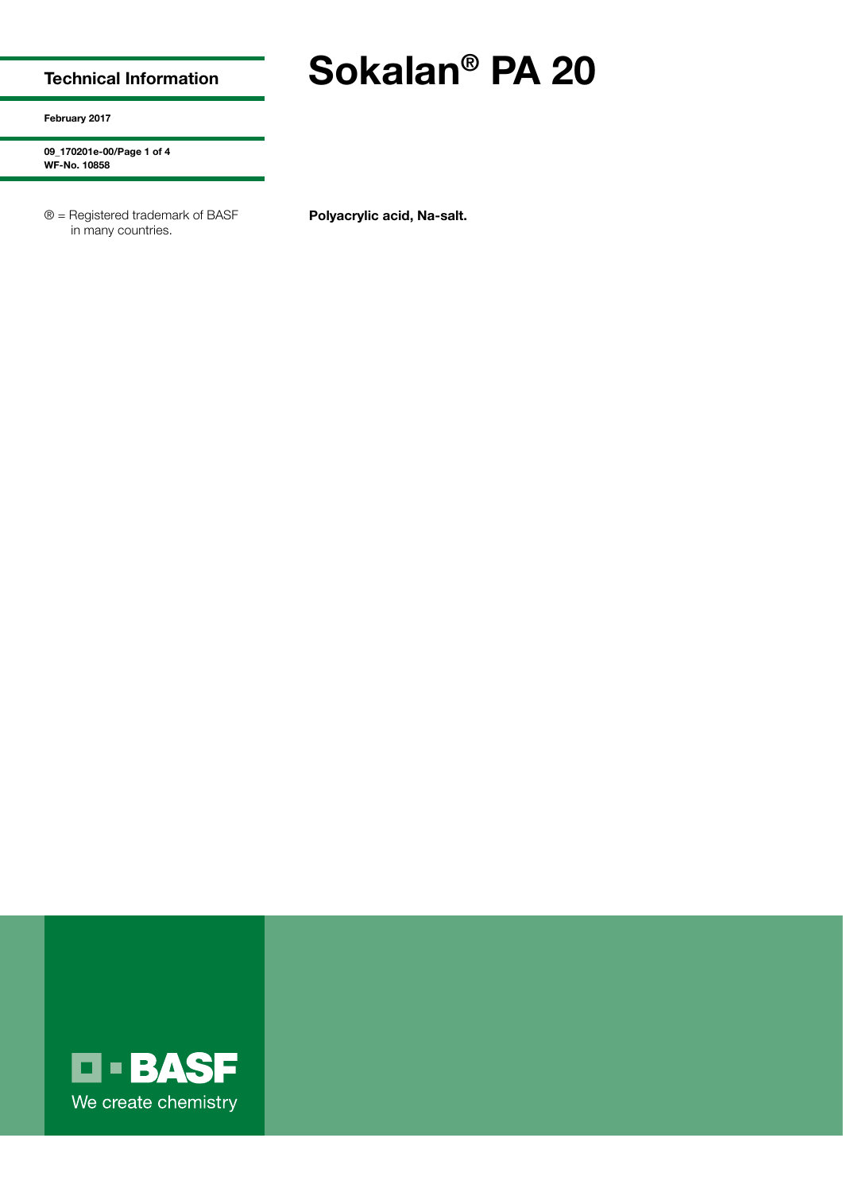**Technical Information**

**February 2017**

**09_170201e-00/Page 1 of 4**
**WF-No. 10858**

® = Registered trademark of BASF in many countries.

# Sokalan® PA 20

**Polyacrylic acid, Na-salt.**

BASF
We create chemistry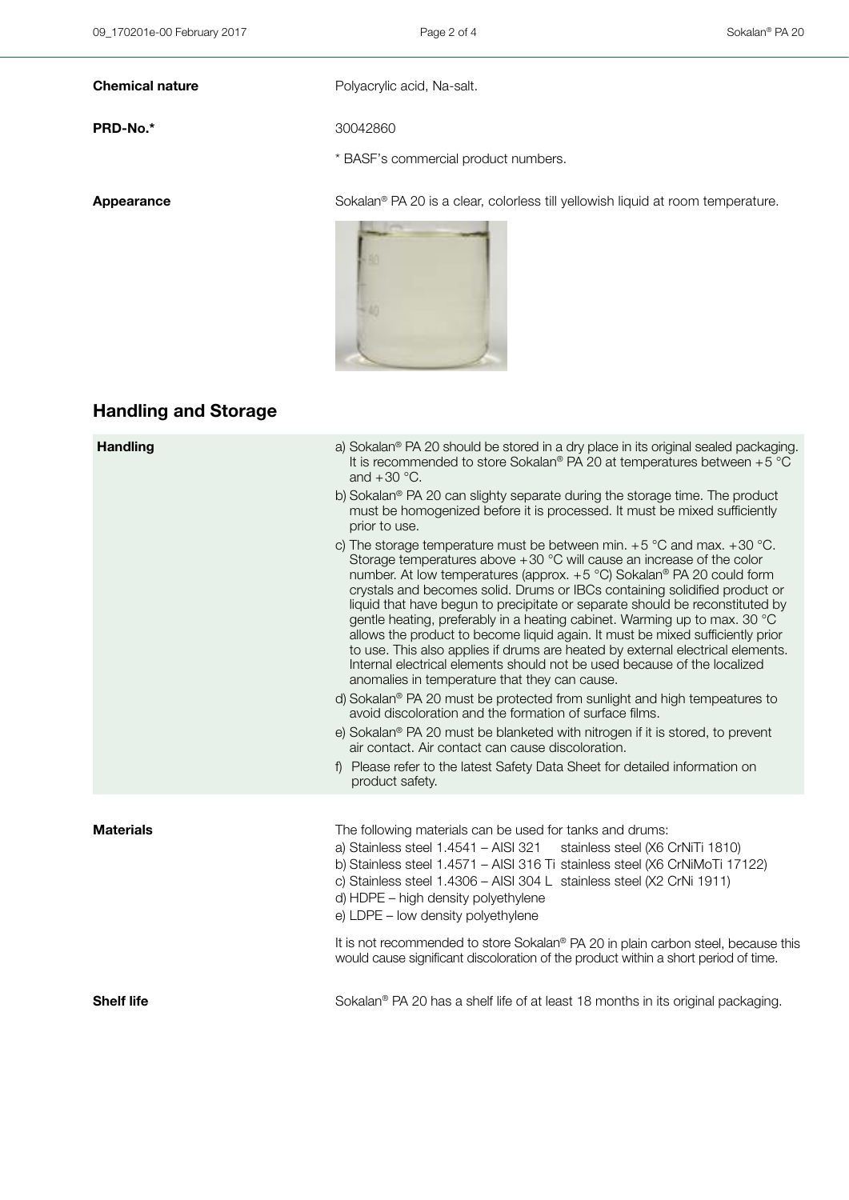**Chemical nature** Polyacrylic acid, Na-salt.

**PRD-No.*** 30042860

\* BASF's commercial product numbers.

**Appearance** Sokalan® PA 20 is a clear, colorless till yellowish liquid at room temperature.

## Handling and Storage

**Handling**

a) Sokalan® PA 20 should be stored in a dry place in its original sealed packaging. It is recommended to store Sokalan® PA 20 at temperatures between +5 °C and +30 °C.

b) Sokalan® PA 20 can slighty separate during the storage time. The product must be homogenized before it is processed. It must be mixed sufficiently prior to use.

c) The storage temperature must be between min. +5 °C and max. +30 °C. Storage temperatures above +30 °C will cause an increase of the color number. At low temperatures (approx. +5 °C) Sokalan® PA 20 could form crystals and becomes solid. Drums or IBCs containing solidified product or liquid that have begun to precipitate or separate should be reconstituted by gentle heating, preferably in a heating cabinet. Warming up to max. 30 °C allows the product to become liquid again. It must be mixed sufficiently prior to use. This also applies if drums are heated by external electrical elements. Internal electrical elements should not be used because of the localized anomalies in temperature that they can cause.

d) Sokalan® PA 20 must be protected from sunlight and high tempeatures to avoid discoloration and the formation of surface films.

e) Sokalan® PA 20 must be blanketed with nitrogen if it is stored, to prevent air contact. Air contact can cause discoloration.

f) Please refer to the latest Safety Data Sheet for detailed information on product safety.

**Materials**

The following materials can be used for tanks and drums:

a) Stainless steel 1.4541 – AISI 321 stainless steel (X6 CrNiTi 1810)
b) Stainless steel 1.4571 – AISI 316 Ti stainless steel (X6 CrNiMoTi 17122)
c) Stainless steel 1.4306 – AISI 304 L stainless steel (X2 CrNi 1911)
d) HDPE – high density polyethylene
e) LDPE – low density polyethylene

It is not recommended to store Sokalan® PA 20 in plain carbon steel, because this would cause significant discoloration of the product within a short period of time.

**Shelf life** Sokalan® PA 20 has a shelf life of at least 18 months in its original packaging.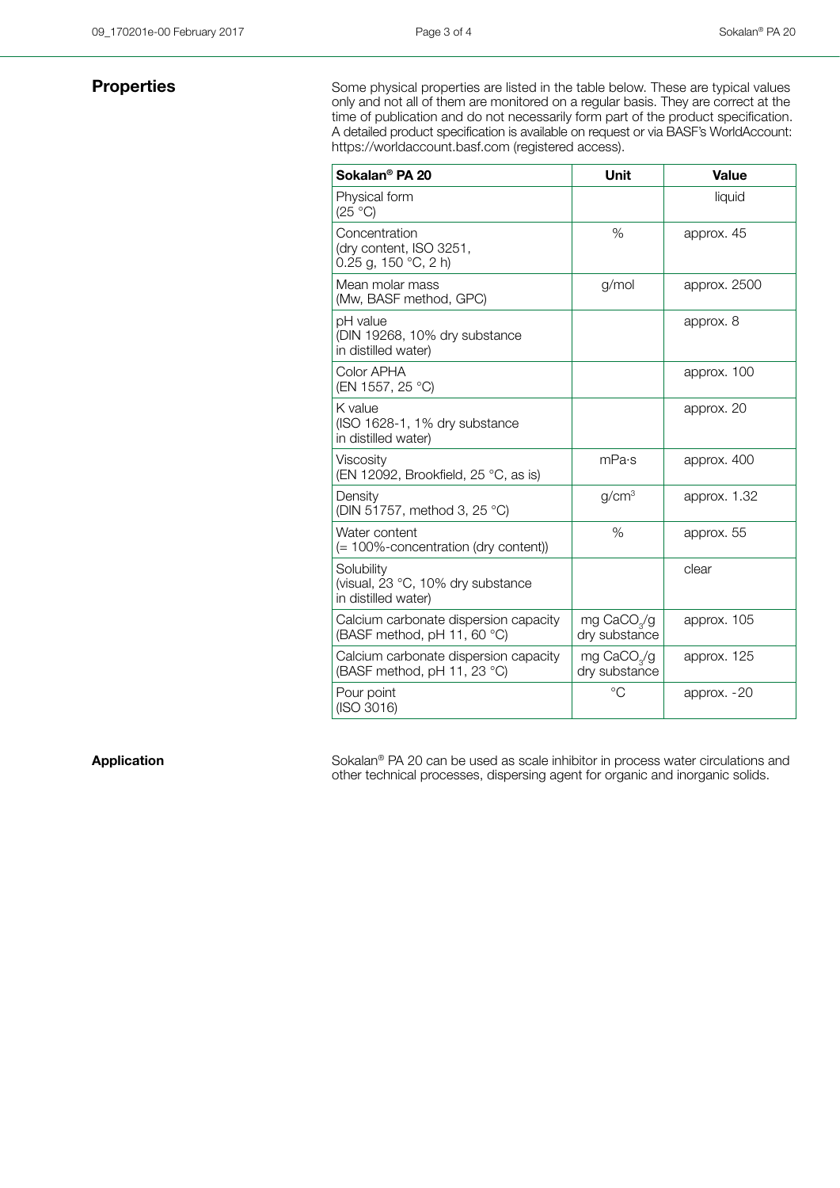## Properties

Some physical properties are listed in the table below. These are typical values only and not all of them are monitored on a regular basis. They are correct at the time of publication and do not necessarily form part of the product specification. A detailed product specification is available on request or via BASF's WorldAccount: https://worldaccount.basf.com (registered access).

| Sokalan® PA 20 | Unit | Value |
|---|---|---|
| Physical form (25 °C) | | liquid |
| Concentration (dry content, ISO 3251, 0.25 g, 150 °C, 2 h) | % | approx. 45 |
| Mean molar mass (Mw, BASF method, GPC) | g/mol | approx. 2500 |
| pH value (DIN 19268, 10% dry substance in distilled water) | | approx. 8 |
| Color APHA (EN 1557, 25 °C) | | approx. 100 |
| K value (ISO 1628-1, 1% dry substance in distilled water) | | approx. 20 |
| Viscosity (EN 12092, Brookfield, 25 °C, as is) | mPa·s | approx. 400 |
| Density (DIN 51757, method 3, 25 °C) | $g/cm^3$ | approx. 1.32 |
| Water content (= 100%-concentration (dry content)) | % | approx. 55 |
| Solubility (visual, 23 °C, 10% dry substance in distilled water) | | clear |
| Calcium carbonate dispersion capacity (BASF method, pH 11, 60 °C) | mg $CaCO_3$/g dry substance | approx. 105 |
| Calcium carbonate dispersion capacity (BASF method, pH 11, 23 °C) | mg $CaCO_3$/g dry substance | approx. 125 |
| Pour point (ISO 3016) | °C | approx. -20 |

## Application

Sokalan® PA 20 can be used as scale inhibitor in process water circulations and other technical processes, dispersing agent for organic and inorganic solids.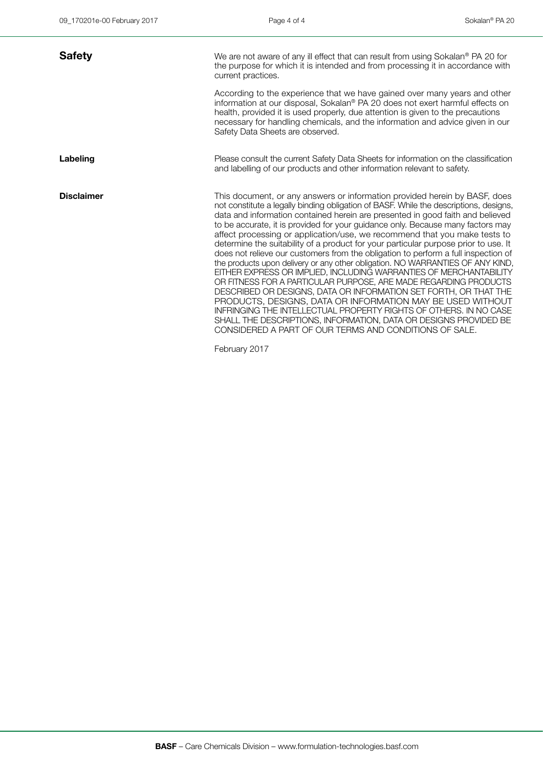## Safety

We are not aware of any ill effect that can result from using Sokalan® PA 20 for the purpose for which it is intended and from processing it in accordance with current practices.

According to the experience that we have gained over many years and other information at our disposal, Sokalan® PA 20 does not exert harmful effects on health, provided it is used properly, due attention is given to the precautions necessary for handling chemicals, and the information and advice given in our Safety Data Sheets are observed.

**Labeling**

Please consult the current Safety Data Sheets for information on the classification and labelling of our products and other information relevant to safety.

**Disclaimer**

This document, or any answers or information provided herein by BASF, does not constitute a legally binding obligation of BASF. While the descriptions, designs, data and information contained herein are presented in good faith and believed to be accurate, it is provided for your guidance only. Because many factors may affect processing or application/use, we recommend that you make tests to determine the suitability of a product for your particular purpose prior to use. It does not relieve our customers from the obligation to perform a full inspection of the products upon delivery or any other obligation. NO WARRANTIES OF ANY KIND, EITHER EXPRESS OR IMPLIED, INCLUDING WARRANTIES OF MERCHANTABILITY OR FITNESS FOR A PARTICULAR PURPOSE, ARE MADE REGARDING PRODUCTS DESCRIBED OR DESIGNS, DATA OR INFORMATION SET FORTH, OR THAT THE PRODUCTS, DESIGNS, DATA OR INFORMATION MAY BE USED WITHOUT INFRINGING THE INTELLECTUAL PROPERTY RIGHTS OF OTHERS. IN NO CASE SHALL THE DESCRIPTIONS, INFORMATION, DATA OR DESIGNS PROVIDED BE CONSIDERED A PART OF OUR TERMS AND CONDITIONS OF SALE.

February 2017

**BASF** – Care Chemicals Division – www.formulation-technologies.basf.com